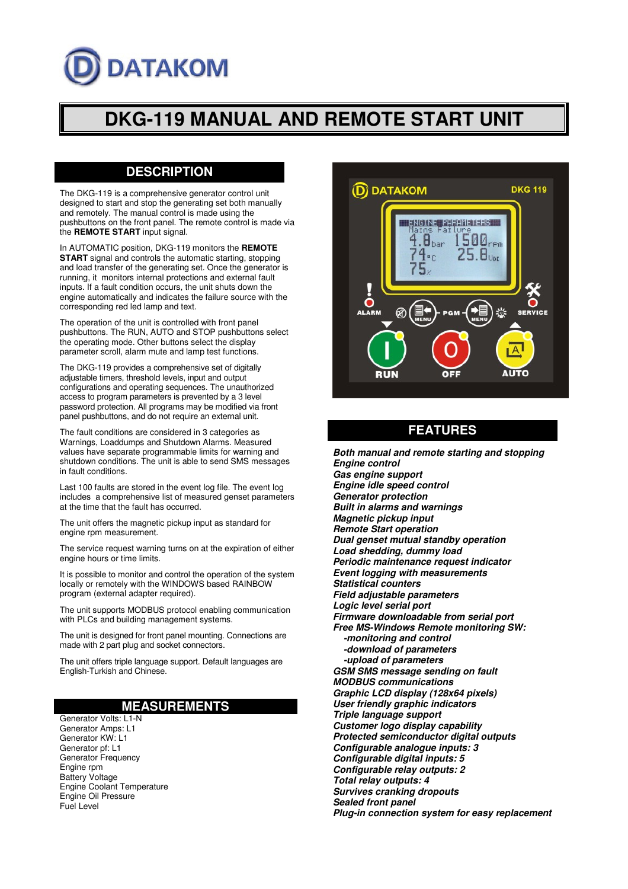# DATAKOM

# DKG-119 MANUAL AND REMOTE START UNIT

## DESCRIPTION

The DKG-119 is a comprehensive generator control unit designed to start and stop the generating set both manually and remotely. The manual control is made using the pushbuttons on the front panel. The remote control is made via the **REMOTE START** input signal.

In AUTOMATIC position, DKG-119 monitors the **REMOTE START** signal and controls the automatic starting, stopping and load transfer of the generating set. Once the generator is running, it monitors internal protections and external fault inputs. If a fault condition occurs, the unit shuts down the engine automatically and indicates the failure source with the corresponding red led lamp and text.

The operation of the unit is controlled with front panel pushbuttons. The RUN, AUTO and STOP pushbuttons select the operating mode. Other buttons select the display parameter scroll, alarm mute and lamp test functions.

The DKG-119 provides a comprehensive set of digitally adjustable timers, threshold levels, input and output configurations and operating sequences. The unauthorized access to program parameters is prevented by a 3 level password protection. All programs may be modified via front panel pushbuttons, and do not require an external unit.

The fault conditions are considered in 3 categories as Warnings, Loaddumps and Shutdown Alarms. Measured values have separate programmable limits for warning and shutdown conditions. The unit is able to send SMS messages in fault conditions.

Last 100 faults are stored in the event log file. The event log includes a comprehensive list of measured genset parameters at the time that the fault has occurred.

The unit offers the magnetic pickup input as standard for engine rpm measurement.

The service request warning turns on at the expiration of either engine hours or time limits.

It is possible to monitor and control the operation of the system locally or remotely with the WINDOWS based RAINBOW program (external adapter required).

The unit supports MODBUS protocol enabling communication with PLCs and building management systems.

The unit is designed for front panel mounting. Connections are made with 2 part plug and socket connectors.

The unit offers triple language support. Default languages are English-Turkish and Chinese.

## MEASUREMENTS

Generator Volts: L1-N
Generator Amps: L1
Generator KW: L1
Generator pf: L1
Generator Frequency
Engine rpm
Battery Voltage
Engine Coolant Temperature
Engine Oil Pressure
Fuel Level

## FEATURES

***Both manual and remote starting and stopping***
***Engine control***
***Gas engine support***
***Engine idle speed control***
***Generator protection***
***Built in alarms and warnings***
***Magnetic pickup input***
***Remote Start operation***
***Dual genset mutual standby operation***
***Load shedding, dummy load***
***Periodic maintenance request indicator***
***Event logging with measurements***
***Statistical counters***
***Field adjustable parameters***
***Logic level serial port***
***Firmware downloadable from serial port***
***Free MS-Windows Remote monitoring SW:***
- ***monitoring and control***
- ***download of parameters***
- ***upload of parameters***

***GSM SMS message sending on fault***
***MODBUS communications***
***Graphic LCD display (128x64 pixels)***
***User friendly graphic indicators***
***Triple language support***
***Customer logo display capability***
***Protected semiconductor digital outputs***
***Configurable analogue inputs: 3***
***Configurable digital inputs: 5***
***Configurable relay outputs: 2***
***Total relay outputs: 4***
***Survives cranking dropouts***
***Sealed front panel***
***Plug-in connection system for easy replacement***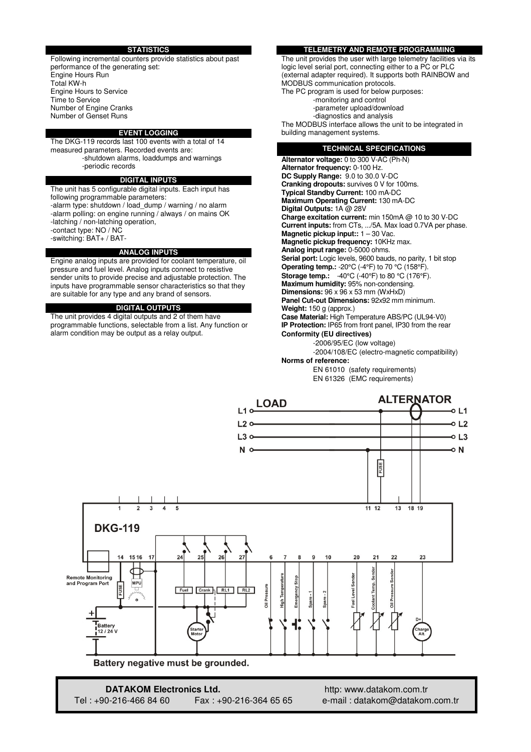## STATISTICS

Following incremental counters provide statistics about past performance of the generating set:

Engine Hours Run
Total KW-h
Engine Hours to Service
Time to Service
Number of Engine Cranks
Number of Genset Runs

## EVENT LOGGING

The DKG-119 records last 100 events with a total of 14 measured parameters. Recorded events are:

- shutdown alarms, loaddumps and warnings
- periodic records

## DIGITAL INPUTS

The unit has 5 configurable digital inputs. Each input has following programmable parameters:

- alarm type: shutdown / load_dump / warning / no alarm
- alarm polling: on engine running / always / on mains OK
- latching / non-latching operation,
- contact type: NO / NC
- switching: BAT+ / BAT-

## ANALOG INPUTS

Engine analog inputs are provided for coolant temperature, oil pressure and fuel level. Analog inputs connect to resistive sender units to provide precise and adjustable protection. The inputs have programmable sensor characteristics so that they are suitable for any type and any brand of sensors.

## DIGITAL OUTPUTS

The unit provides 4 digital outputs and 2 of them have programmable functions, selectable from a list. Any function or alarm condition may be output as a relay output.

## TELEMETRY AND REMOTE PROGRAMMING

The unit provides the user with large telemetry facilities via its logic level serial port, connecting either to a PC or PLC (external adapter required). It supports both RAINBOW and MODBUS communication protocols.

The PC program is used for below purposes:

- monitoring and control
- parameter upload/download
- diagnostics and analysis

The MODBUS interface allows the unit to be integrated in building management systems.

## TECHNICAL SPECIFICATIONS

**Alternator voltage:** 0 to 300 V-AC (Ph-N)
**Alternator frequency:** 0-100 Hz.
**DC Supply Range:** 9.0 to 30.0 V-DC
**Cranking dropouts:** survives 0 V for 100ms.
**Typical Standby Current:** 100 mA-DC
**Maximum Operating Current:** 130 mA-DC
**Digital Outputs:** 1A @ 28V
**Charge excitation current:** min 150mA @ 10 to 30 V-DC
**Current inputs:** from CTs, .../5A. Max load 0.7VA per phase.
**Magnetic pickup input::** 1 – 30 Vac.
**Magnetic pickup frequency:** 10KHz max.
**Analog input range:** 0-5000 ohms.
**Serial port:** Logic levels, 9600 bauds, no parity, 1 bit stop
**Operating temp.:** -20°C (-4°F) to 70 °C (158°F).
**Storage temp.:** -40°C (-40°F) to 80 °C (176°F).
**Maximum humidity:** 95% non-condensing.
**Dimensions:** 96 x 96 x 53 mm (WxHxD)
**Panel Cut-out Dimensions:** 92x92 mm minimum.
**Weight:** 150 g (approx.)
**Case Material:** High Temperature ABS/PC (UL94-V0)
**IP Protection:** IP65 from front panel, IP30 from the rear
**Conformity (EU directives)**

- 2006/95/EC (low voltage)
- 2004/108/EC (electro-magnetic compatibility)

**Norms of reference:**

EN 61010 (safety requirements)
EN 61326 (EMC requirements)

LOAD
ALTERNATOR
L1
L2
L3
N
FUSE
1 2 3 4 5
11 12 13 18 19
DKG-119
14 15 16 17 24 25 26 27 6 7 8 9 10 20 21 22 23
Remote Monitoring and Program Port
FUSE
MPU
Fuel
Crank
RL1
RL2
Oil Pressure
High Temperature
Emergency Stop
Spare - 1
Spare - 2
Fuel Level Sender
Coolant Temp. Sender
Oil Pressure Sender
D+
Charge Alt.
Battery 12 / 24 V
Starter Motor

Battery negative must be grounded.

**DATAKOM Electronics Ltd.** http: www.datakom.com.tr
Tel : +90-216-466 84 60 Fax : +90-216-364 65 65 e-mail : datakom@datakom.com.tr